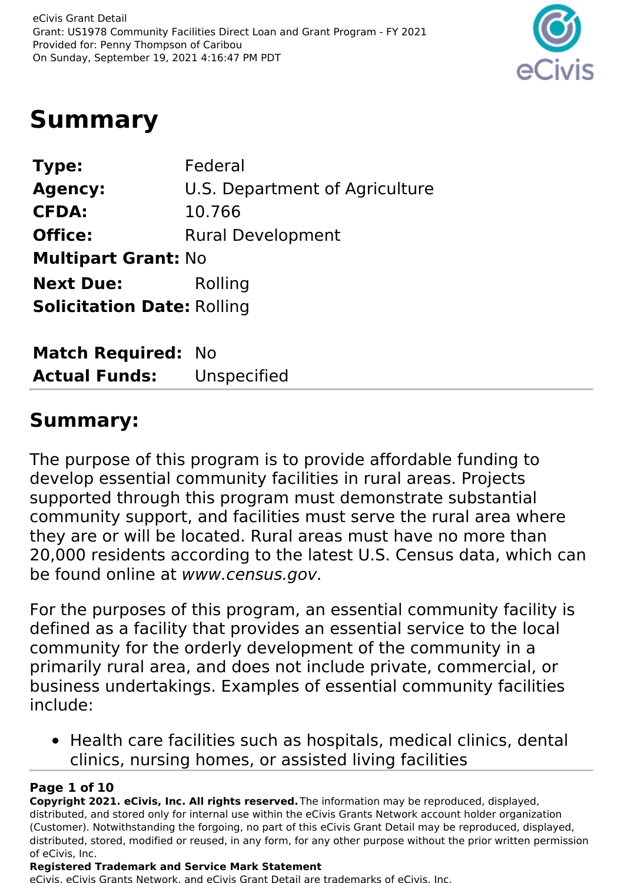eCivis Grant Detail
Grant: US1978 Community Facilities Direct Loan and Grant Program - FY 2021
Provided for: Penny Thompson of Caribou
On Sunday, September 19, 2021 4:16:47 PM PDT

# Summary

| | |
|---|---|
| **Type:** | Federal |
| **Agency:** | U.S. Department of Agriculture |
| **CFDA:** | 10.766 |
| **Office:** | Rural Development |
| **Multipart Grant:** | No |
| **Next Due:** | Rolling |
| **Solicitation Date:** | Rolling |

| | |
|---|---|
| **Match Required:** | No |
| **Actual Funds:** | Unspecified |

## Summary:

The purpose of this program is to provide affordable funding to develop essential community facilities in rural areas. Projects supported through this program must demonstrate substantial community support, and facilities must serve the rural area where they are or will be located. Rural areas must have no more than 20,000 residents according to the latest U.S. Census data, which can be found online at *www.census.gov*.

For the purposes of this program, an essential community facility is defined as a facility that provides an essential service to the local community for the orderly development of the community in a primarily rural area, and does not include private, commercial, or business undertakings. Examples of essential community facilities include:

- Health care facilities such as hospitals, medical clinics, dental clinics, nursing homes, or assisted living facilities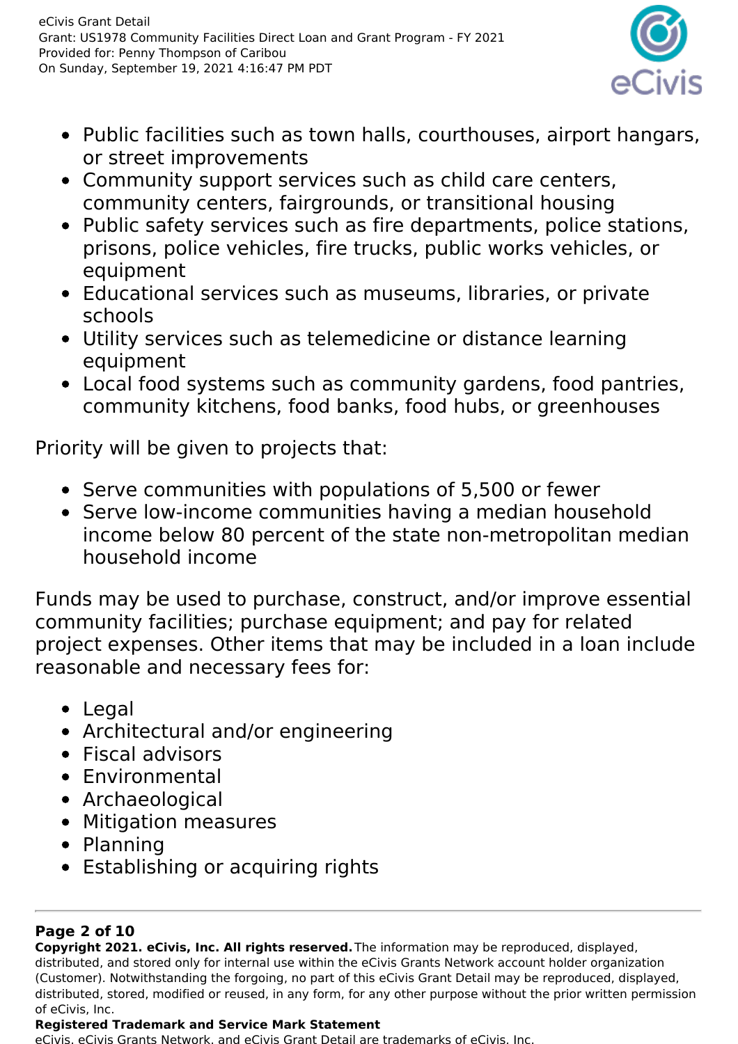- Public facilities such as town halls, courthouses, airport hangars, or street improvements
- Community support services such as child care centers, community centers, fairgrounds, or transitional housing
- Public safety services such as fire departments, police stations, prisons, police vehicles, fire trucks, public works vehicles, or equipment
- Educational services such as museums, libraries, or private schools
- Utility services such as telemedicine or distance learning equipment
- Local food systems such as community gardens, food pantries, community kitchens, food banks, food hubs, or greenhouses

Priority will be given to projects that:

- Serve communities with populations of 5,500 or fewer
- Serve low-income communities having a median household income below 80 percent of the state non-metropolitan median household income

Funds may be used to purchase, construct, and/or improve essential community facilities; purchase equipment; and pay for related project expenses. Other items that may be included in a loan include reasonable and necessary fees for:

- Legal
- Architectural and/or engineering
- Fiscal advisors
- Environmental
- Archaeological
- Mitigation measures
- Planning
- Establishing or acquiring rights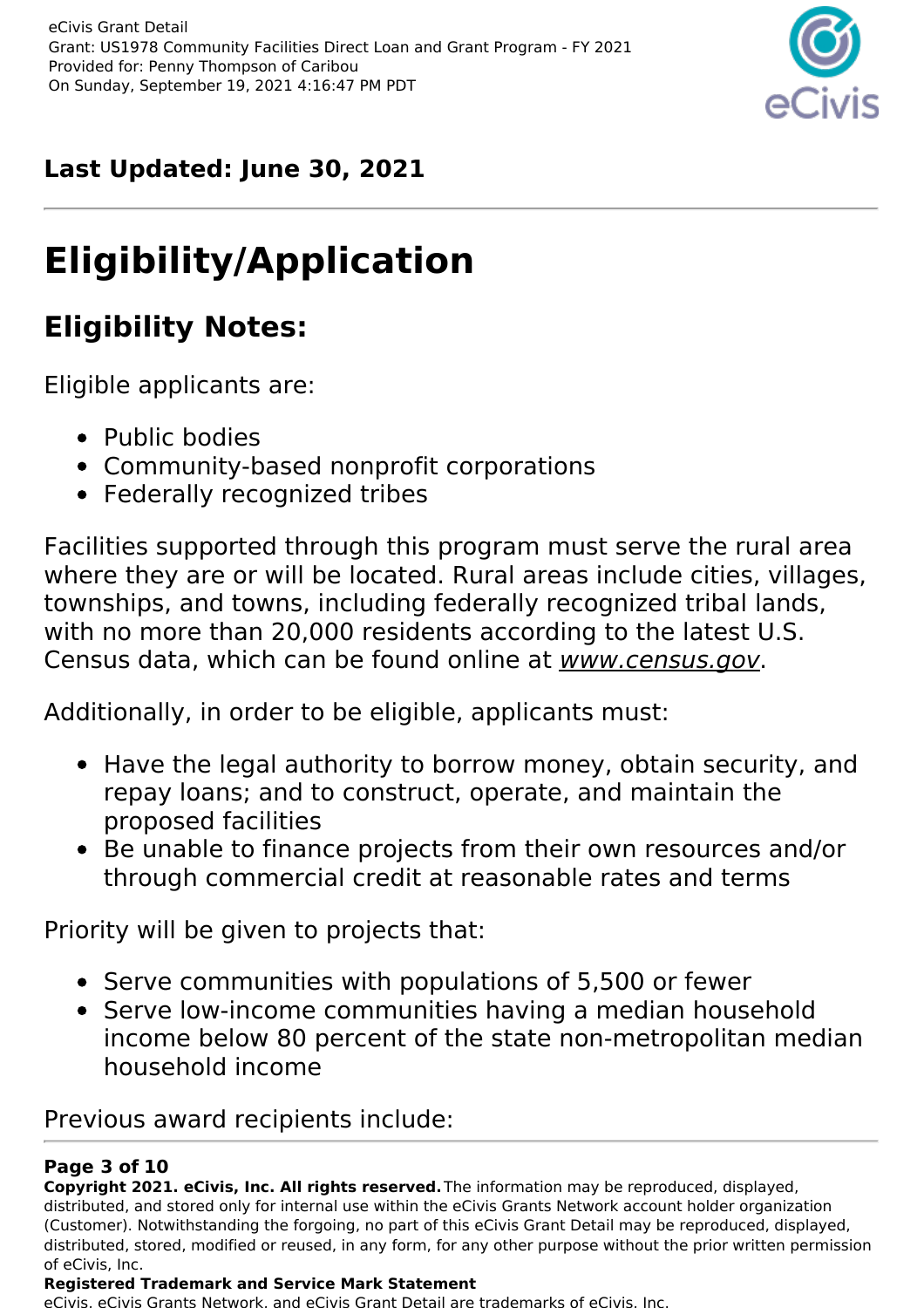**Last Updated: June 30, 2021**

# Eligibility/Application

## Eligibility Notes:

Eligible applicants are:

- Public bodies
- Community-based nonprofit corporations
- Federally recognized tribes

Facilities supported through this program must serve the rural area where they are or will be located. Rural areas include cities, villages, townships, and towns, including federally recognized tribal lands, with no more than 20,000 residents according to the latest U.S. Census data, which can be found online at *www.census.gov*.

Additionally, in order to be eligible, applicants must:

- Have the legal authority to borrow money, obtain security, and repay loans; and to construct, operate, and maintain the proposed facilities
- Be unable to finance projects from their own resources and/or through commercial credit at reasonable rates and terms

Priority will be given to projects that:

- Serve communities with populations of 5,500 or fewer
- Serve low-income communities having a median household income below 80 percent of the state non-metropolitan median household income

Previous award recipients include: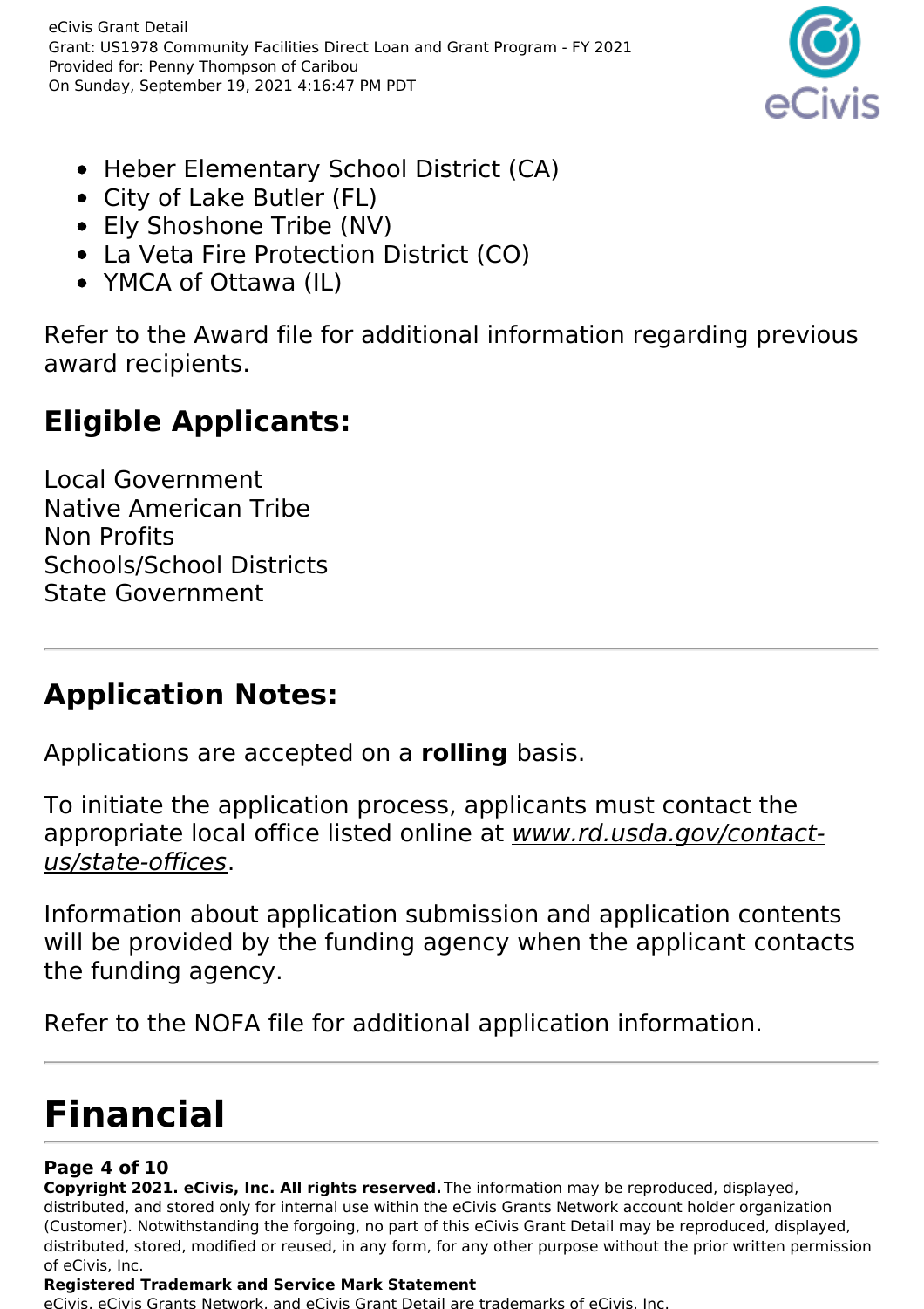- Heber Elementary School District (CA)
- City of Lake Butler (FL)
- Ely Shoshone Tribe (NV)
- La Veta Fire Protection District (CO)
- YMCA of Ottawa (IL)

Refer to the Award file for additional information regarding previous award recipients.

## Eligible Applicants:

Local Government
Native American Tribe
Non Profits
Schools/School Districts
State Government

---

## Application Notes:

Applications are accepted on a **rolling** basis.

To initiate the application process, applicants must contact the appropriate local office listed online at *www.rd.usda.gov/contact-us/state-offices*.

Information about application submission and application contents will be provided by the funding agency when the applicant contacts the funding agency.

Refer to the NOFA file for additional application information.

---

# Financial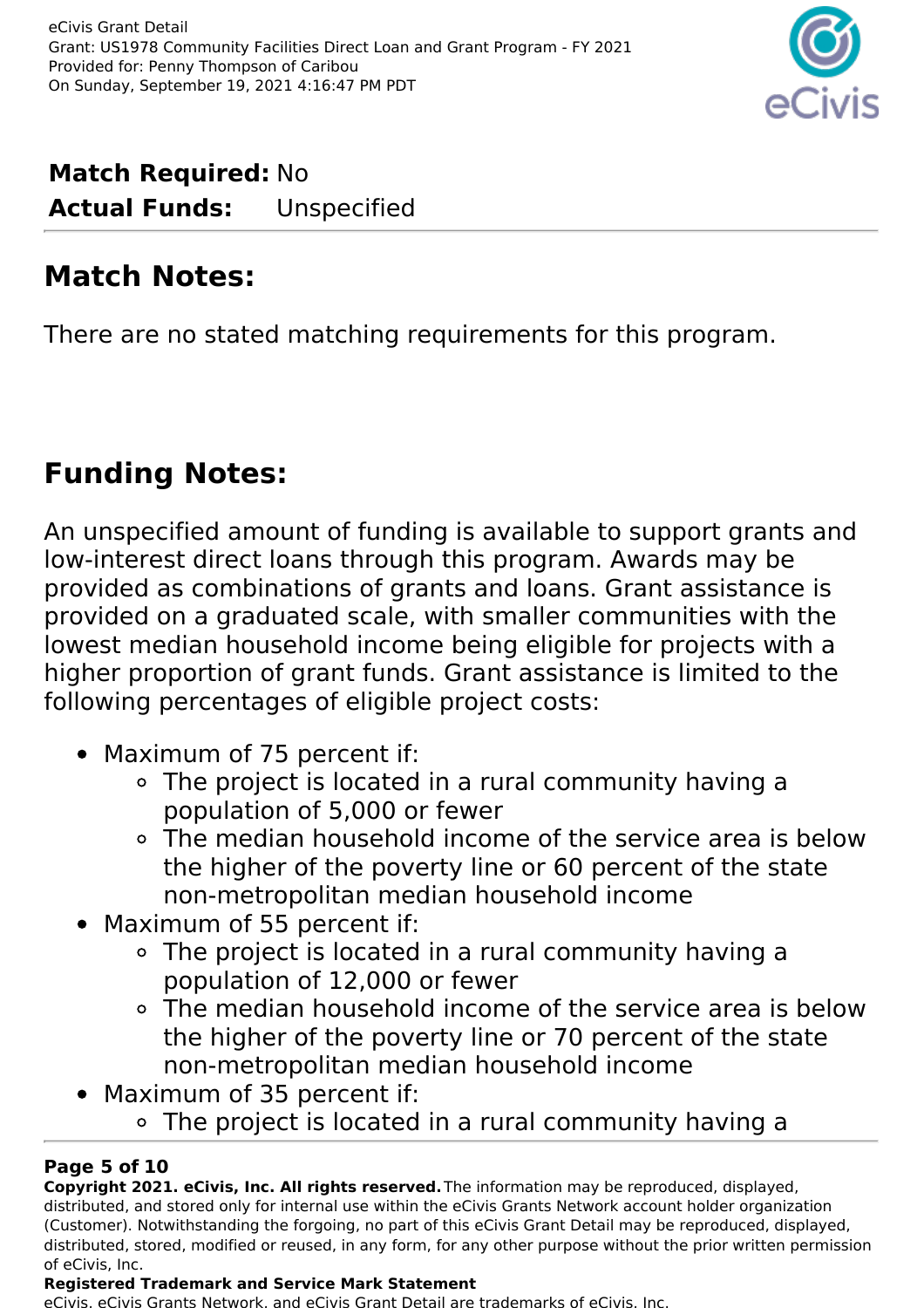**Match Required:** No
**Actual Funds:** Unspecified

## Match Notes:

There are no stated matching requirements for this program.

## Funding Notes:

An unspecified amount of funding is available to support grants and low-interest direct loans through this program. Awards may be provided as combinations of grants and loans. Grant assistance is provided on a graduated scale, with smaller communities with the lowest median household income being eligible for projects with a higher proportion of grant funds. Grant assistance is limited to the following percentages of eligible project costs:

- Maximum of 75 percent if:
  - The project is located in a rural community having a population of 5,000 or fewer
  - The median household income of the service area is below the higher of the poverty line or 60 percent of the state non-metropolitan median household income
- Maximum of 55 percent if:
  - The project is located in a rural community having a population of 12,000 or fewer
  - The median household income of the service area is below the higher of the poverty line or 70 percent of the state non-metropolitan median household income
- Maximum of 35 percent if:
  - The project is located in a rural community having a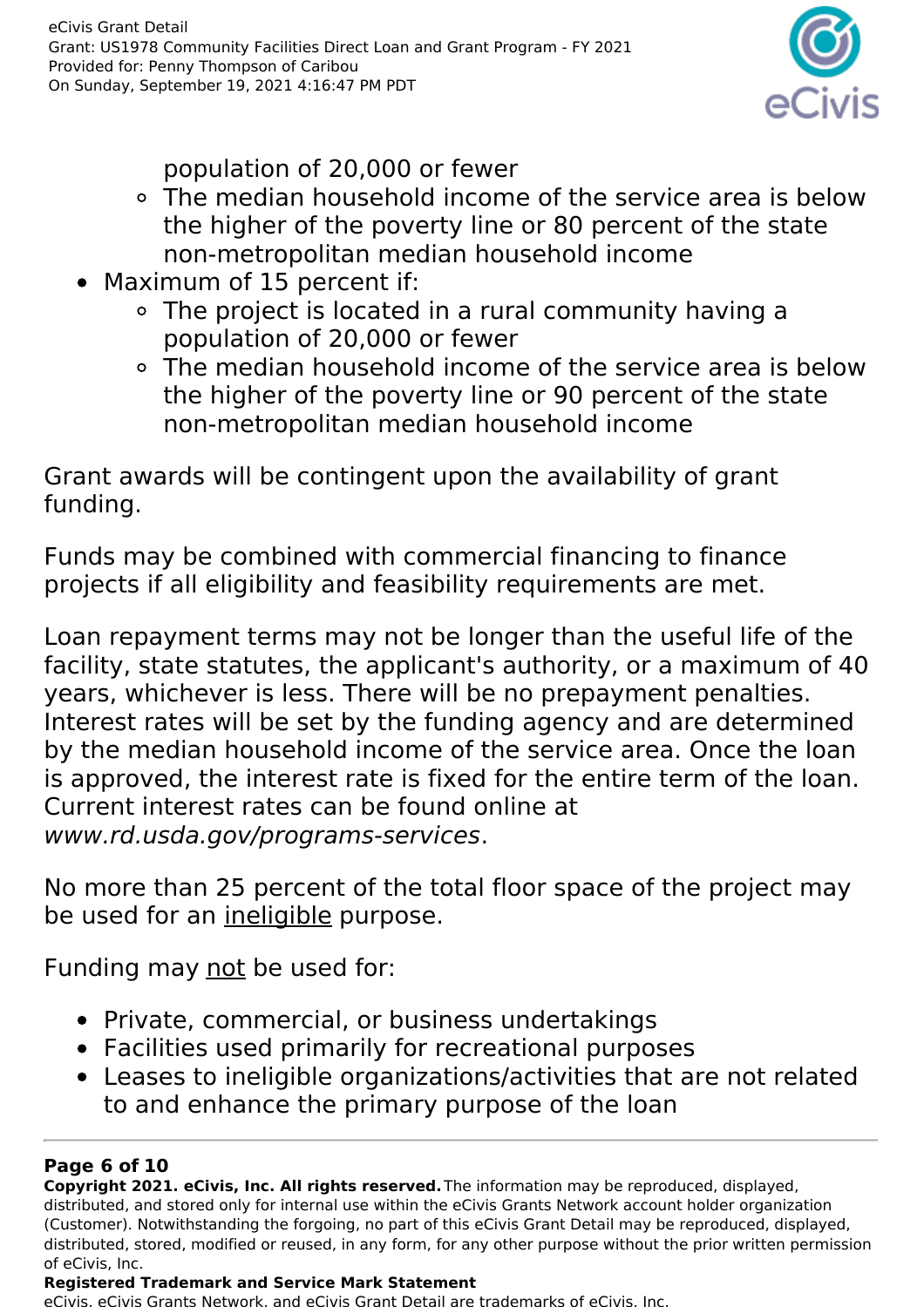population of 20,000 or fewer
    - The median household income of the service area is below the higher of the poverty line or 80 percent of the state non-metropolitan median household income
- Maximum of 15 percent if:
    - The project is located in a rural community having a population of 20,000 or fewer
    - The median household income of the service area is below the higher of the poverty line or 90 percent of the state non-metropolitan median household income

Grant awards will be contingent upon the availability of grant funding.

Funds may be combined with commercial financing to finance projects if all eligibility and feasibility requirements are met.

Loan repayment terms may not be longer than the useful life of the facility, state statutes, the applicant's authority, or a maximum of 40 years, whichever is less. There will be no prepayment penalties. Interest rates will be set by the funding agency and are determined by the median household income of the service area. Once the loan is approved, the interest rate is fixed for the entire term of the loan. Current interest rates can be found online at *www.rd.usda.gov/programs-services*.

No more than 25 percent of the total floor space of the project may be used for an <u>ineligible</u> purpose.

Funding may <u>not</u> be used for:

- Private, commercial, or business undertakings
- Facilities used primarily for recreational purposes
- Leases to ineligible organizations/activities that are not related to and enhance the primary purpose of the loan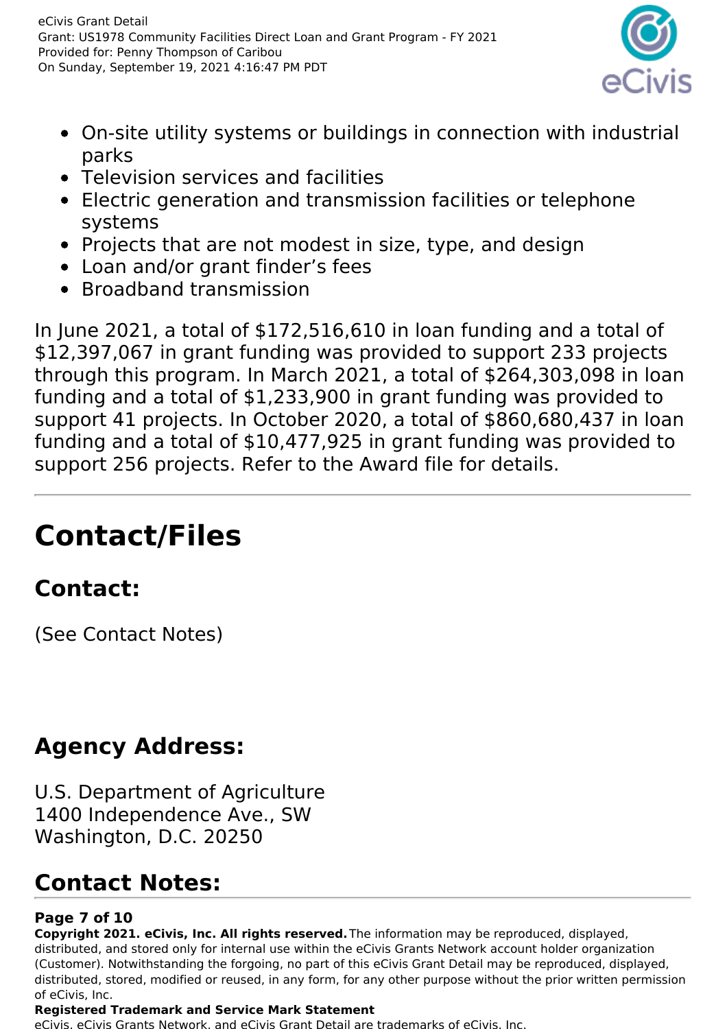- On-site utility systems or buildings in connection with industrial parks
- Television services and facilities
- Electric generation and transmission facilities or telephone systems
- Projects that are not modest in size, type, and design
- Loan and/or grant finder’s fees
- Broadband transmission

In June 2021, a total of $172,516,610 in loan funding and a total of $12,397,067 in grant funding was provided to support 233 projects through this program. In March 2021, a total of $264,303,098 in loan funding and a total of $1,233,900 in grant funding was provided to support 41 projects. In October 2020, a total of $860,680,437 in loan funding and a total of $10,477,925 in grant funding was provided to support 256 projects. Refer to the Award file for details.

---

# Contact/Files

## Contact:

(See Contact Notes)

## Agency Address:

U.S. Department of Agriculture
1400 Independence Ave., SW
Washington, D.C. 20250

## Contact Notes: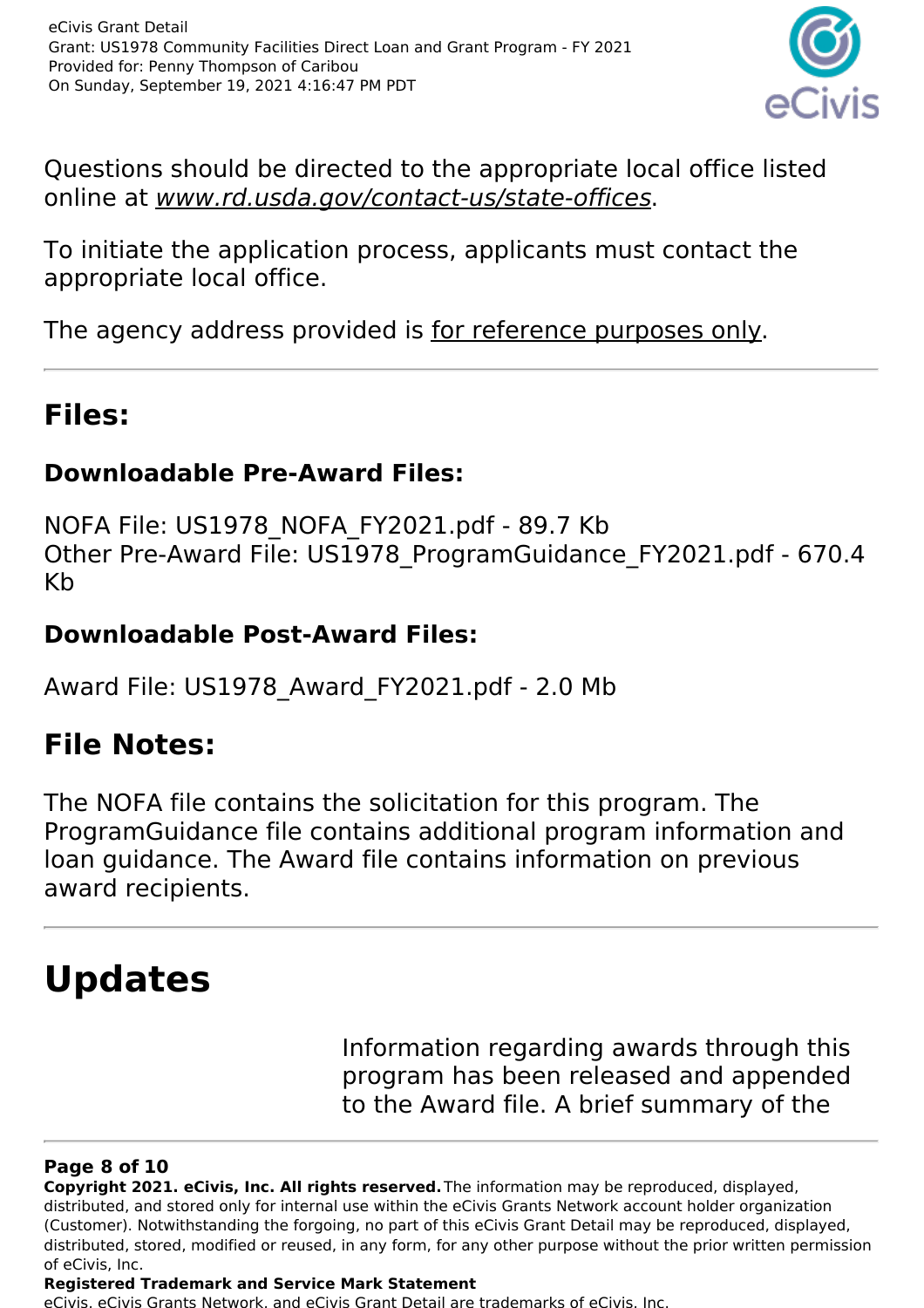Questions should be directed to the appropriate local office listed online at *www.rd.usda.gov/contact-us/state-offices*.

To initiate the application process, applicants must contact the appropriate local office.

The agency address provided is for reference purposes only.

---

## Files:

### Downloadable Pre-Award Files:

NOFA File: US1978_NOFA_FY2021.pdf - 89.7 Kb
Other Pre-Award File: US1978_ProgramGuidance_FY2021.pdf - 670.4 Kb

### Downloadable Post-Award Files:

Award File: US1978_Award_FY2021.pdf - 2.0 Mb

## File Notes:

The NOFA file contains the solicitation for this program. The ProgramGuidance file contains additional program information and loan guidance. The Award file contains information on previous award recipients.

---

# Updates

Information regarding awards through this program has been released and appended to the Award file. A brief summary of the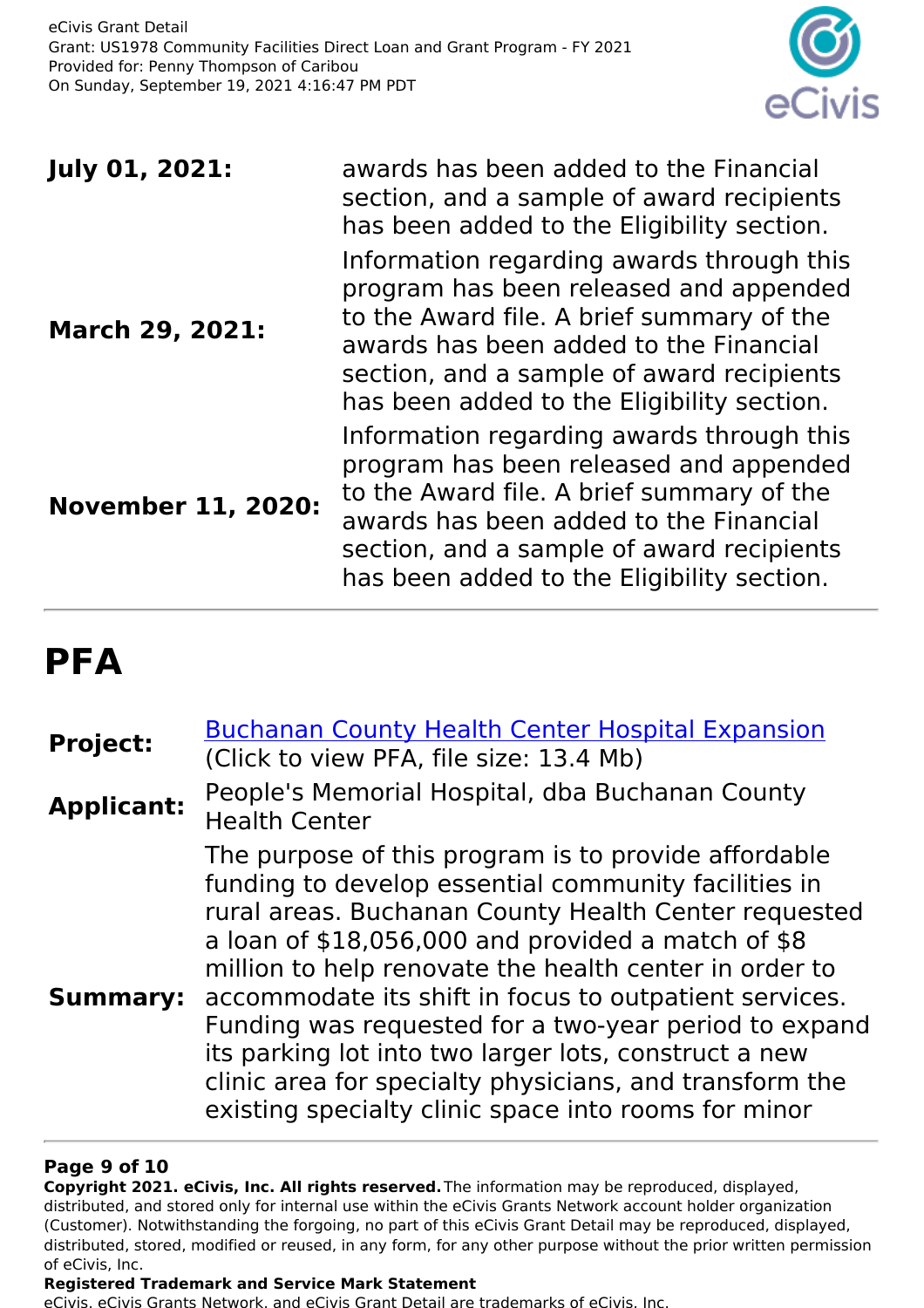| | |
|---|---|
| **July 01, 2021:** | awards has been added to the Financial section, and a sample of award recipients has been added to the Eligibility section. |
| **March 29, 2021:** | Information regarding awards through this program has been released and appended to the Award file. A brief summary of the awards has been added to the Financial section, and a sample of award recipients has been added to the Eligibility section. |
| **November 11, 2020:** | Information regarding awards through this program has been released and appended to the Award file. A brief summary of the awards has been added to the Financial section, and a sample of award recipients has been added to the Eligibility section. |

# PFA

| | |
|---|---|
| **Project:** | Buchanan County Health Center Hospital Expansion (Click to view PFA, file size: 13.4 Mb) |
| **Applicant:** | People's Memorial Hospital, dba Buchanan County Health Center |
| **Summary:** | The purpose of this program is to provide affordable funding to develop essential community facilities in rural areas. Buchanan County Health Center requested a loan of $18,056,000 and provided a match of $8 million to help renovate the health center in order to accommodate its shift in focus to outpatient services. Funding was requested for a two-year period to expand its parking lot into two larger lots, construct a new clinic area for specialty physicians, and transform the existing specialty clinic space into rooms for minor |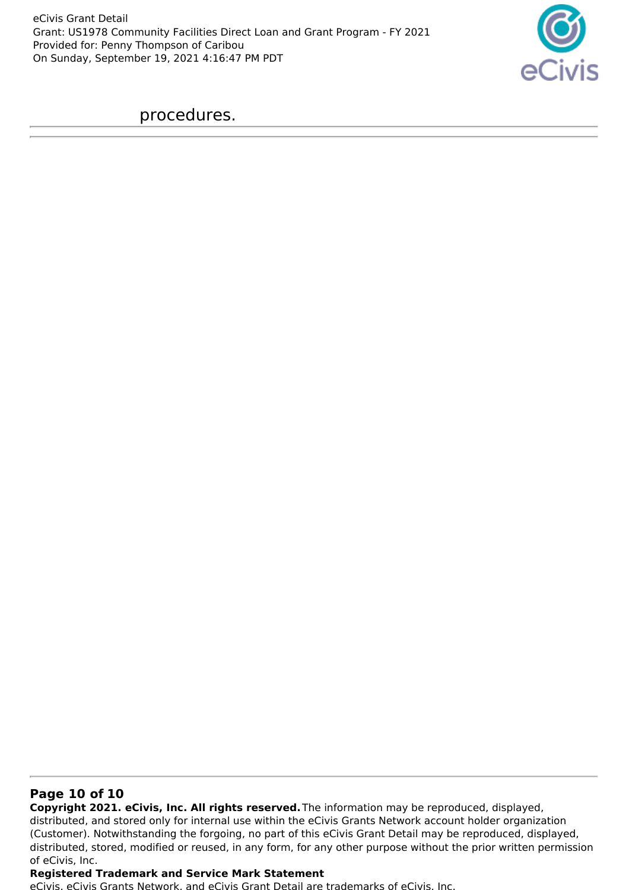procedures.